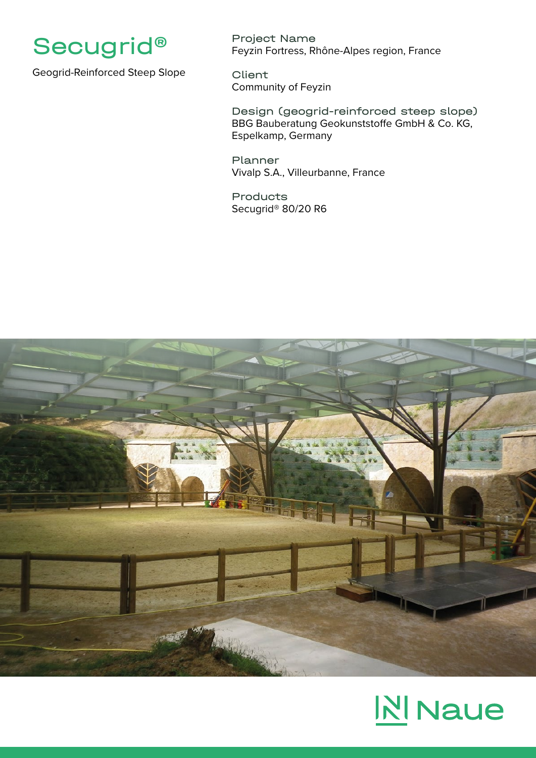# Secugrid®

Geogrid-Reinforced Steep Slope

**Project Name**
Feyzin Fortress, Rhône-Alpes region, France

**Client**
Community of Feyzin

**Design (geogrid-reinforced steep slope)**
BBG Bauberatung Geokunststoffe GmbH & Co. KG, Espelkamp, Germany

**Planner**
Vivalp S.A., Villeurbanne, France

**Products**
Secugrid® 80/20 R6

Naue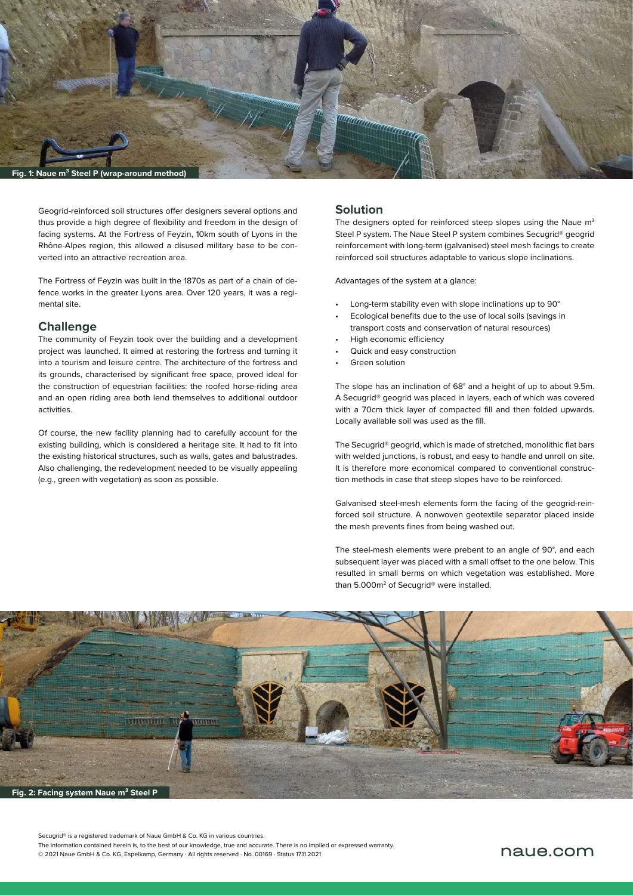Fig. 1: Naue m³ Steel P (wrap-around method)

Geogrid-reinforced soil structures offer designers several options and thus provide a high degree of flexibility and freedom in the design of facing systems. At the Fortress of Feyzin, 10km south of Lyons in the Rhône-Alpes region, this allowed a disused military base to be converted into an attractive recreation area.

The Fortress of Feyzin was built in the 1870s as part of a chain of defence works in the greater Lyons area. Over 120 years, it was a regimental site.

## Challenge

The community of Feyzin took over the building and a development project was launched. It aimed at restoring the fortress and turning it into a tourism and leisure centre. The architecture of the fortress and its grounds, characterised by significant free space, proved ideal for the construction of equestrian facilities: the roofed horse-riding area and an open riding area both lend themselves to additional outdoor activities.

Of course, the new facility planning had to carefully account for the existing building, which is considered a heritage site. It had to fit into the existing historical structures, such as walls, gates and balustrades. Also challenging, the redevelopment needed to be visually appealing (e.g., green with vegetation) as soon as possible.

## Solution

The designers opted for reinforced steep slopes using the Naue m³ Steel P system. The Naue Steel P system combines Secugrid® geogrid reinforcement with long-term (galvanised) steel mesh facings to create reinforced soil structures adaptable to various slope inclinations.

Advantages of the system at a glance:

- Long-term stability even with slope inclinations up to 90°
- Ecological benefits due to the use of local soils (savings in transport costs and conservation of natural resources)
- High economic efficiency
- Quick and easy construction
- Green solution

The slope has an inclination of 68° and a height of up to about 9.5m. A Secugrid® geogrid was placed in layers, each of which was covered with a 70cm thick layer of compacted fill and then folded upwards. Locally available soil was used as the fill.

The Secugrid® geogrid, which is made of stretched, monolithic flat bars with welded junctions, is robust, and easy to handle and unroll on site. It is therefore more economical compared to conventional construction methods in case that steep slopes have to be reinforced.

Galvanised steel-mesh elements form the facing of the geogrid-reinforced soil structure. A nonwoven geotextile separator placed inside the mesh prevents fines from being washed out.

The steel-mesh elements were prebent to an angle of 90°, and each subsequent layer was placed with a small offset to the one below. This resulted in small berms on which vegetation was established. More than 5.000m² of Secugrid® were installed.

Fig. 2: Facing system Naue m³ Steel P

Secugrid® is a registered trademark of Naue GmbH & Co. KG in various countries.
The information contained herein is, to the best of our knowledge, true and accurate. There is no implied or expressed warranty.
© 2021 Naue GmbH & Co. KG, Espelkamp, Germany · All rights reserved · No. 00169 · Status 17.11.2021

naue.com